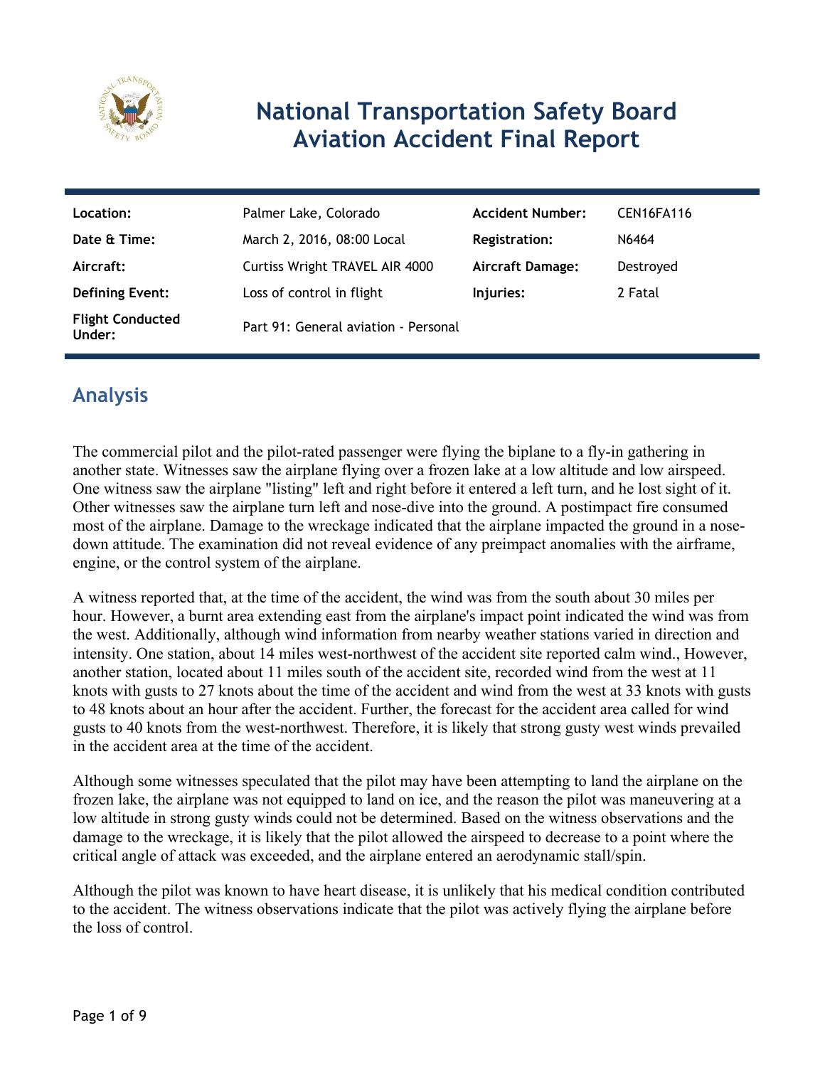# National Transportation Safety Board Aviation Accident Final Report

| | | | |
|---|---|---|---|
| **Location:** | Palmer Lake, Colorado | **Accident Number:** | CEN16FA116 |
| **Date & Time:** | March 2, 2016, 08:00 Local | **Registration:** | N6464 |
| **Aircraft:** | Curtiss Wright TRAVEL AIR 4000 | **Aircraft Damage:** | Destroyed |
| **Defining Event:** | Loss of control in flight | **Injuries:** | 2 Fatal |
| **Flight Conducted Under:** | Part 91: General aviation - Personal | | |

## Analysis

The commercial pilot and the pilot-rated passenger were flying the biplane to a fly-in gathering in another state. Witnesses saw the airplane flying over a frozen lake at a low altitude and low airspeed. One witness saw the airplane "listing" left and right before it entered a left turn, and he lost sight of it. Other witnesses saw the airplane turn left and nose-dive into the ground. A postimpact fire consumed most of the airplane. Damage to the wreckage indicated that the airplane impacted the ground in a nose-down attitude. The examination did not reveal evidence of any preimpact anomalies with the airframe, engine, or the control system of the airplane.

A witness reported that, at the time of the accident, the wind was from the south about 30 miles per hour. However, a burnt area extending east from the airplane's impact point indicated the wind was from the west. Additionally, although wind information from nearby weather stations varied in direction and intensity. One station, about 14 miles west-northwest of the accident site reported calm wind., However, another station, located about 11 miles south of the accident site, recorded wind from the west at 11 knots with gusts to 27 knots about the time of the accident and wind from the west at 33 knots with gusts to 48 knots about an hour after the accident. Further, the forecast for the accident area called for wind gusts to 40 knots from the west-northwest. Therefore, it is likely that strong gusty west winds prevailed in the accident area at the time of the accident.

Although some witnesses speculated that the pilot may have been attempting to land the airplane on the frozen lake, the airplane was not equipped to land on ice, and the reason the pilot was maneuvering at a low altitude in strong gusty winds could not be determined. Based on the witness observations and the damage to the wreckage, it is likely that the pilot allowed the airspeed to decrease to a point where the critical angle of attack was exceeded, and the airplane entered an aerodynamic stall/spin.

Although the pilot was known to have heart disease, it is unlikely that his medical condition contributed to the accident. The witness observations indicate that the pilot was actively flying the airplane before the loss of control.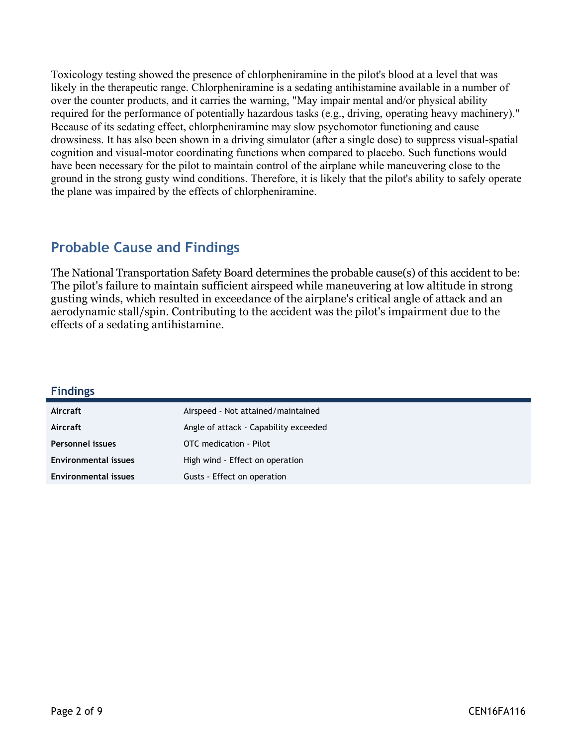Toxicology testing showed the presence of chlorpheniramine in the pilot's blood at a level that was likely in the therapeutic range. Chlorpheniramine is a sedating antihistamine available in a number of over the counter products, and it carries the warning, "May impair mental and/or physical ability required for the performance of potentially hazardous tasks (e.g., driving, operating heavy machinery)." Because of its sedating effect, chlorpheniramine may slow psychomotor functioning and cause drowsiness. It has also been shown in a driving simulator (after a single dose) to suppress visual-spatial cognition and visual-motor coordinating functions when compared to placebo. Such functions would have been necessary for the pilot to maintain control of the airplane while maneuvering close to the ground in the strong gusty wind conditions. Therefore, it is likely that the pilot's ability to safely operate the plane was impaired by the effects of chlorpheniramine.

## Probable Cause and Findings

The National Transportation Safety Board determines the probable cause(s) of this accident to be: The pilot's failure to maintain sufficient airspeed while maneuvering at low altitude in strong gusting winds, which resulted in exceedance of the airplane's critical angle of attack and an aerodynamic stall/spin. Contributing to the accident was the pilot's impairment due to the effects of a sedating antihistamine.

### Findings

| | |
|---|---|
| **Aircraft** | Airspeed - Not attained/maintained |
| **Aircraft** | Angle of attack - Capability exceeded |
| **Personnel issues** | OTC medication - Pilot |
| **Environmental issues** | High wind - Effect on operation |
| **Environmental issues** | Gusts - Effect on operation |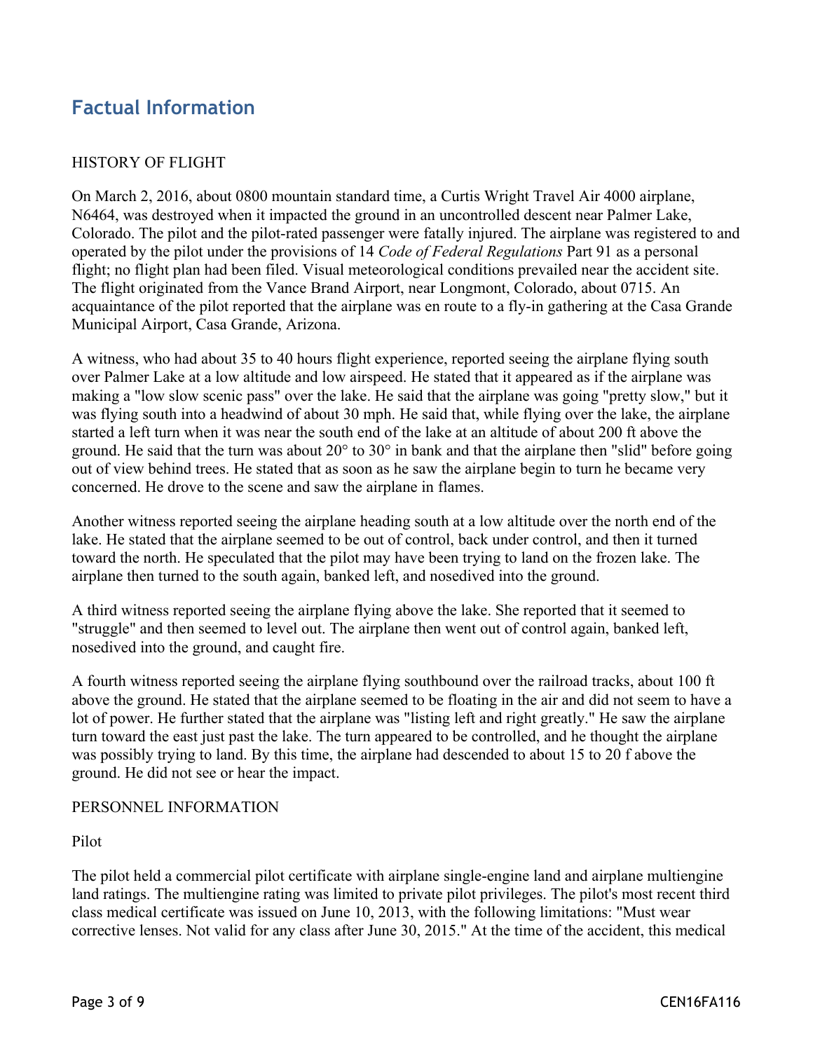## Factual Information

HISTORY OF FLIGHT

On March 2, 2016, about 0800 mountain standard time, a Curtis Wright Travel Air 4000 airplane, N6464, was destroyed when it impacted the ground in an uncontrolled descent near Palmer Lake, Colorado. The pilot and the pilot-rated passenger were fatally injured. The airplane was registered to and operated by the pilot under the provisions of 14 *Code of Federal Regulations* Part 91 as a personal flight; no flight plan had been filed. Visual meteorological conditions prevailed near the accident site. The flight originated from the Vance Brand Airport, near Longmont, Colorado, about 0715. An acquaintance of the pilot reported that the airplane was en route to a fly-in gathering at the Casa Grande Municipal Airport, Casa Grande, Arizona.

A witness, who had about 35 to 40 hours flight experience, reported seeing the airplane flying south over Palmer Lake at a low altitude and low airspeed. He stated that it appeared as if the airplane was making a "low slow scenic pass" over the lake. He said that the airplane was going "pretty slow," but it was flying south into a headwind of about 30 mph. He said that, while flying over the lake, the airplane started a left turn when it was near the south end of the lake at an altitude of about 200 ft above the ground. He said that the turn was about 20° to 30° in bank and that the airplane then "slid" before going out of view behind trees. He stated that as soon as he saw the airplane begin to turn he became very concerned. He drove to the scene and saw the airplane in flames.

Another witness reported seeing the airplane heading south at a low altitude over the north end of the lake. He stated that the airplane seemed to be out of control, back under control, and then it turned toward the north. He speculated that the pilot may have been trying to land on the frozen lake. The airplane then turned to the south again, banked left, and nosedived into the ground.

A third witness reported seeing the airplane flying above the lake. She reported that it seemed to "struggle" and then seemed to level out. The airplane then went out of control again, banked left, nosedived into the ground, and caught fire.

A fourth witness reported seeing the airplane flying southbound over the railroad tracks, about 100 ft above the ground. He stated that the airplane seemed to be floating in the air and did not seem to have a lot of power. He further stated that the airplane was "listing left and right greatly." He saw the airplane turn toward the east just past the lake. The turn appeared to be controlled, and he thought the airplane was possibly trying to land. By this time, the airplane had descended to about 15 to 20 f above the ground. He did not see or hear the impact.

PERSONNEL INFORMATION

Pilot

The pilot held a commercial pilot certificate with airplane single-engine land and airplane multiengine land ratings. The multiengine rating was limited to private pilot privileges. The pilot's most recent third class medical certificate was issued on June 10, 2013, with the following limitations: "Must wear corrective lenses. Not valid for any class after June 30, 2015." At the time of the accident, this medical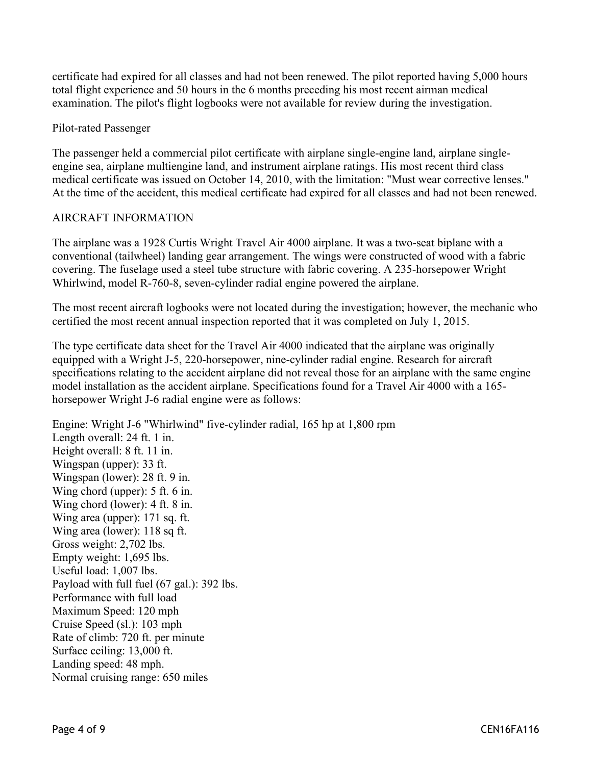certificate had expired for all classes and had not been renewed. The pilot reported having 5,000 hours total flight experience and 50 hours in the 6 months preceding his most recent airman medical examination. The pilot's flight logbooks were not available for review during the investigation.

Pilot-rated Passenger

The passenger held a commercial pilot certificate with airplane single-engine land, airplane single-engine sea, airplane multiengine land, and instrument airplane ratings. His most recent third class medical certificate was issued on October 14, 2010, with the limitation: "Must wear corrective lenses." At the time of the accident, this medical certificate had expired for all classes and had not been renewed.

## AIRCRAFT INFORMATION

The airplane was a 1928 Curtis Wright Travel Air 4000 airplane. It was a two-seat biplane with a conventional (tailwheel) landing gear arrangement. The wings were constructed of wood with a fabric covering. The fuselage used a steel tube structure with fabric covering. A 235-horsepower Wright Whirlwind, model R-760-8, seven-cylinder radial engine powered the airplane.

The most recent aircraft logbooks were not located during the investigation; however, the mechanic who certified the most recent annual inspection reported that it was completed on July 1, 2015.

The type certificate data sheet for the Travel Air 4000 indicated that the airplane was originally equipped with a Wright J-5, 220-horsepower, nine-cylinder radial engine. Research for aircraft specifications relating to the accident airplane did not reveal those for an airplane with the same engine model installation as the accident airplane. Specifications found for a Travel Air 4000 with a 165-horsepower Wright J-6 radial engine were as follows:

Engine: Wright J-6 "Whirlwind" five-cylinder radial, 165 hp at 1,800 rpm
Length overall: 24 ft. 1 in.
Height overall: 8 ft. 11 in.
Wingspan (upper): 33 ft.
Wingspan (lower): 28 ft. 9 in.
Wing chord (upper): 5 ft. 6 in.
Wing chord (lower): 4 ft. 8 in.
Wing area (upper): 171 sq. ft.
Wing area (lower): 118 sq ft.
Gross weight: 2,702 lbs.
Empty weight: 1,695 lbs.
Useful load: 1,007 lbs.
Payload with full fuel (67 gal.): 392 lbs.
Performance with full load
Maximum Speed: 120 mph
Cruise Speed (sl.): 103 mph
Rate of climb: 720 ft. per minute
Surface ceiling: 13,000 ft.
Landing speed: 48 mph.
Normal cruising range: 650 miles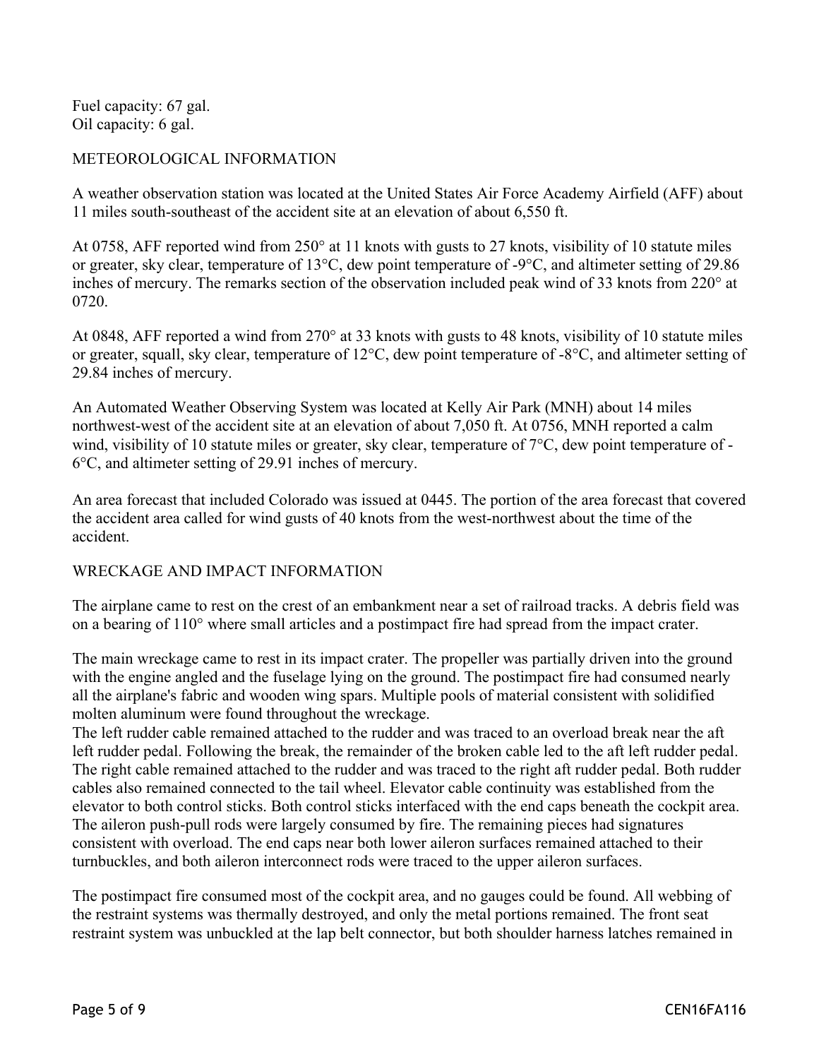Fuel capacity: 67 gal.
Oil capacity: 6 gal.

## METEOROLOGICAL INFORMATION

A weather observation station was located at the United States Air Force Academy Airfield (AFF) about 11 miles south-southeast of the accident site at an elevation of about 6,550 ft.

At 0758, AFF reported wind from 250° at 11 knots with gusts to 27 knots, visibility of 10 statute miles or greater, sky clear, temperature of 13°C, dew point temperature of -9°C, and altimeter setting of 29.86 inches of mercury. The remarks section of the observation included peak wind of 33 knots from 220° at 0720.

At 0848, AFF reported a wind from 270° at 33 knots with gusts to 48 knots, visibility of 10 statute miles or greater, squall, sky clear, temperature of 12°C, dew point temperature of -8°C, and altimeter setting of 29.84 inches of mercury.

An Automated Weather Observing System was located at Kelly Air Park (MNH) about 14 miles northwest-west of the accident site at an elevation of about 7,050 ft. At 0756, MNH reported a calm wind, visibility of 10 statute miles or greater, sky clear, temperature of 7°C, dew point temperature of -6°C, and altimeter setting of 29.91 inches of mercury.

An area forecast that included Colorado was issued at 0445. The portion of the area forecast that covered the accident area called for wind gusts of 40 knots from the west-northwest about the time of the accident.

## WRECKAGE AND IMPACT INFORMATION

The airplane came to rest on the crest of an embankment near a set of railroad tracks. A debris field was on a bearing of 110° where small articles and a postimpact fire had spread from the impact crater.

The main wreckage came to rest in its impact crater. The propeller was partially driven into the ground with the engine angled and the fuselage lying on the ground. The postimpact fire had consumed nearly all the airplane's fabric and wooden wing spars. Multiple pools of material consistent with solidified molten aluminum were found throughout the wreckage.
The left rudder cable remained attached to the rudder and was traced to an overload break near the aft left rudder pedal. Following the break, the remainder of the broken cable led to the aft left rudder pedal. The right cable remained attached to the rudder and was traced to the right aft rudder pedal. Both rudder cables also remained connected to the tail wheel. Elevator cable continuity was established from the elevator to both control sticks. Both control sticks interfaced with the end caps beneath the cockpit area. The aileron push-pull rods were largely consumed by fire. The remaining pieces had signatures consistent with overload. The end caps near both lower aileron surfaces remained attached to their turnbuckles, and both aileron interconnect rods were traced to the upper aileron surfaces.

The postimpact fire consumed most of the cockpit area, and no gauges could be found. All webbing of the restraint systems was thermally destroyed, and only the metal portions remained. The front seat restraint system was unbuckled at the lap belt connector, but both shoulder harness latches remained in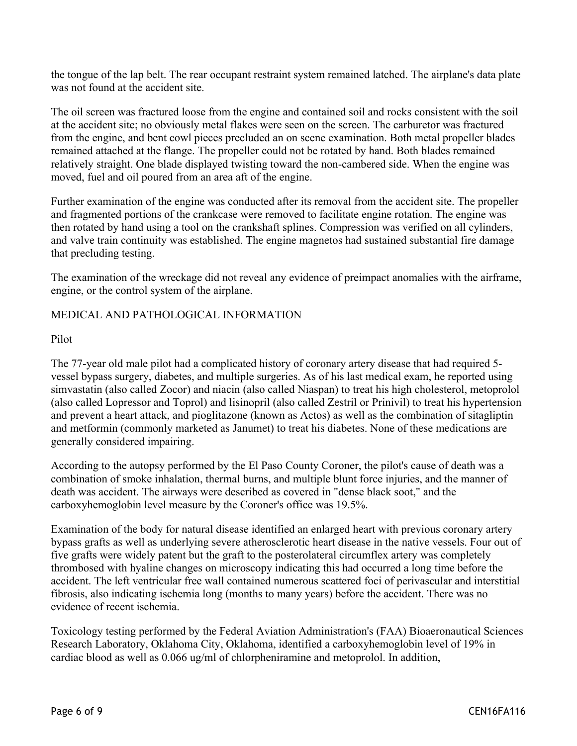the tongue of the lap belt. The rear occupant restraint system remained latched. The airplane's data plate was not found at the accident site.

The oil screen was fractured loose from the engine and contained soil and rocks consistent with the soil at the accident site; no obviously metal flakes were seen on the screen. The carburetor was fractured from the engine, and bent cowl pieces precluded an on scene examination. Both metal propeller blades remained attached at the flange. The propeller could not be rotated by hand. Both blades remained relatively straight. One blade displayed twisting toward the non-cambered side. When the engine was moved, fuel and oil poured from an area aft of the engine.

Further examination of the engine was conducted after its removal from the accident site. The propeller and fragmented portions of the crankcase were removed to facilitate engine rotation. The engine was then rotated by hand using a tool on the crankshaft splines. Compression was verified on all cylinders, and valve train continuity was established. The engine magnetos had sustained substantial fire damage that precluding testing.

The examination of the wreckage did not reveal any evidence of preimpact anomalies with the airframe, engine, or the control system of the airplane.

## MEDICAL AND PATHOLOGICAL INFORMATION

### Pilot

The 77-year old male pilot had a complicated history of coronary artery disease that had required 5-vessel bypass surgery, diabetes, and multiple surgeries. As of his last medical exam, he reported using simvastatin (also called Zocor) and niacin (also called Niaspan) to treat his high cholesterol, metoprolol (also called Lopressor and Toprol) and lisinopril (also called Zestril or Prinivil) to treat his hypertension and prevent a heart attack, and pioglitazone (known as Actos) as well as the combination of sitagliptin and metformin (commonly marketed as Janumet) to treat his diabetes. None of these medications are generally considered impairing.

According to the autopsy performed by the El Paso County Coroner, the pilot's cause of death was a combination of smoke inhalation, thermal burns, and multiple blunt force injuries, and the manner of death was accident. The airways were described as covered in "dense black soot," and the carboxyhemoglobin level measure by the Coroner's office was 19.5%.

Examination of the body for natural disease identified an enlarged heart with previous coronary artery bypass grafts as well as underlying severe atherosclerotic heart disease in the native vessels. Four out of five grafts were widely patent but the graft to the posterolateral circumflex artery was completely thrombosed with hyaline changes on microscopy indicating this had occurred a long time before the accident. The left ventricular free wall contained numerous scattered foci of perivascular and interstitial fibrosis, also indicating ischemia long (months to many years) before the accident. There was no evidence of recent ischemia.

Toxicology testing performed by the Federal Aviation Administration's (FAA) Bioaeronautical Sciences Research Laboratory, Oklahoma City, Oklahoma, identified a carboxyhemoglobin level of 19% in cardiac blood as well as 0.066 ug/ml of chlorpheniramine and metoprolol. In addition,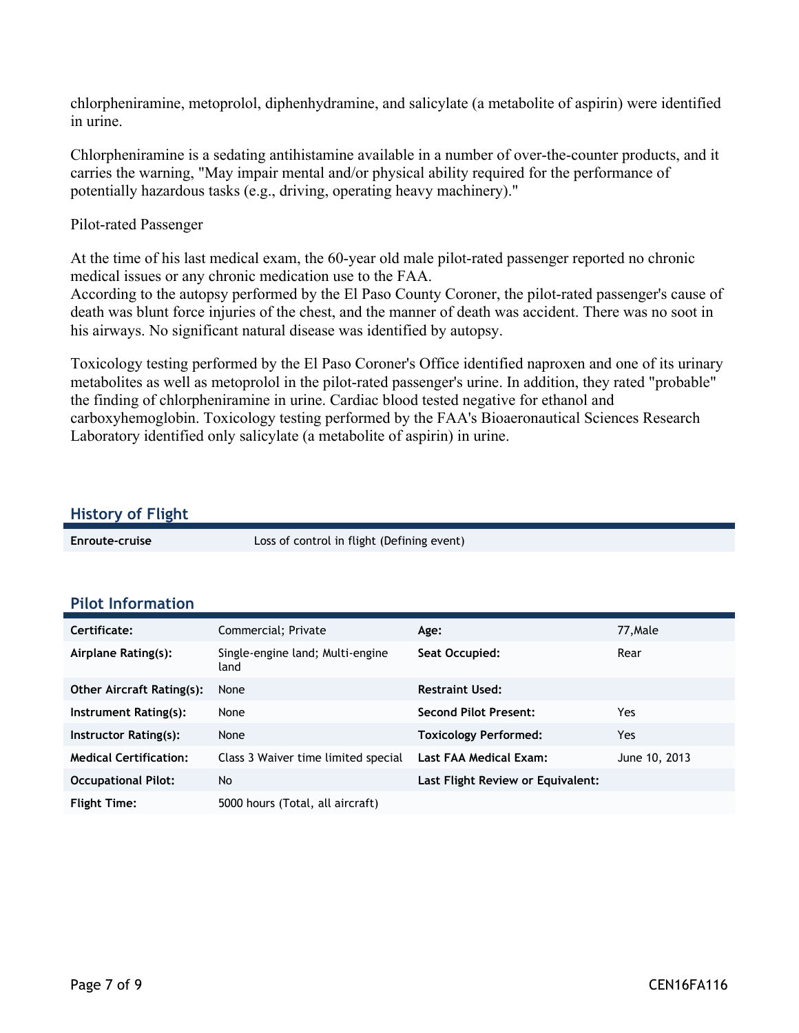chlorpheniramine, metoprolol, diphenhydramine, and salicylate (a metabolite of aspirin) were identified in urine.

Chlorpheniramine is a sedating antihistamine available in a number of over-the-counter products, and it carries the warning, "May impair mental and/or physical ability required for the performance of potentially hazardous tasks (e.g., driving, operating heavy machinery)."

Pilot-rated Passenger

At the time of his last medical exam, the 60-year old male pilot-rated passenger reported no chronic medical issues or any chronic medication use to the FAA.
According to the autopsy performed by the El Paso County Coroner, the pilot-rated passenger's cause of death was blunt force injuries of the chest, and the manner of death was accident. There was no soot in his airways. No significant natural disease was identified by autopsy.

Toxicology testing performed by the El Paso Coroner's Office identified naproxen and one of its urinary metabolites as well as metoprolol in the pilot-rated passenger's urine. In addition, they rated "probable" the finding of chlorpheniramine in urine. Cardiac blood tested negative for ethanol and carboxyhemoglobin. Toxicology testing performed by the FAA's Bioaeronautical Sciences Research Laboratory identified only salicylate (a metabolite of aspirin) in urine.

## History of Flight

| | |
|---|---|
| **Enroute-cruise** | Loss of control in flight (Defining event) |

## Pilot Information

| | | | |
|---|---|---|---|
| **Certificate:** | Commercial; Private | **Age:** | 77,Male |
| **Airplane Rating(s):** | Single-engine land; Multi-engine land | **Seat Occupied:** | Rear |
| **Other Aircraft Rating(s):** | None | **Restraint Used:** | |
| **Instrument Rating(s):** | None | **Second Pilot Present:** | Yes |
| **Instructor Rating(s):** | None | **Toxicology Performed:** | Yes |
| **Medical Certification:** | Class 3 Waiver time limited special | **Last FAA Medical Exam:** | June 10, 2013 |
| **Occupational Pilot:** | No | **Last Flight Review or Equivalent:** | |
| **Flight Time:** | 5000 hours (Total, all aircraft) | | |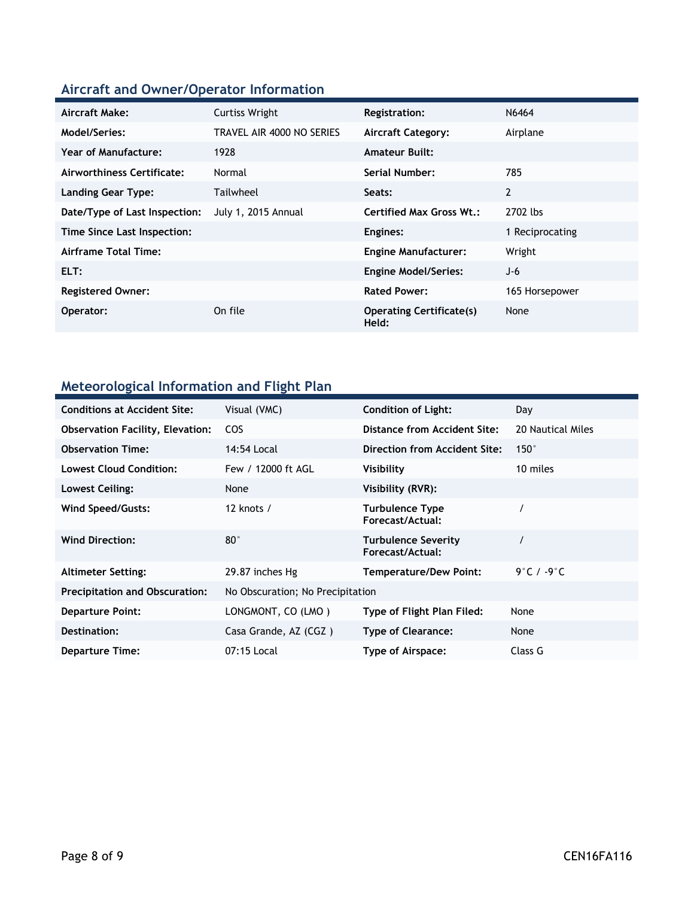## Aircraft and Owner/Operator Information

| | | | |
|---|---|---|---|
| **Aircraft Make:** | Curtiss Wright | **Registration:** | N6464 |
| **Model/Series:** | TRAVEL AIR 4000 NO SERIES | **Aircraft Category:** | Airplane |
| **Year of Manufacture:** | 1928 | **Amateur Built:** | |
| **Airworthiness Certificate:** | Normal | **Serial Number:** | 785 |
| **Landing Gear Type:** | Tailwheel | **Seats:** | 2 |
| **Date/Type of Last Inspection:** | July 1, 2015 Annual | **Certified Max Gross Wt.:** | 2702 lbs |
| **Time Since Last Inspection:** | | **Engines:** | 1 Reciprocating |
| **Airframe Total Time:** | | **Engine Manufacturer:** | Wright |
| **ELT:** | | **Engine Model/Series:** | J-6 |
| **Registered Owner:** | | **Rated Power:** | 165 Horsepower |
| **Operator:** | On file | **Operating Certificate(s) Held:** | None |

## Meteorological Information and Flight Plan

| | | | |
|---|---|---|---|
| **Conditions at Accident Site:** | Visual (VMC) | **Condition of Light:** | Day |
| **Observation Facility, Elevation:** | COS | **Distance from Accident Site:** | 20 Nautical Miles |
| **Observation Time:** | 14:54 Local | **Direction from Accident Site:** | 150° |
| **Lowest Cloud Condition:** | Few / 12000 ft AGL | **Visibility** | 10 miles |
| **Lowest Ceiling:** | None | **Visibility (RVR):** | |
| **Wind Speed/Gusts:** | 12 knots / | **Turbulence Type Forecast/Actual:** | / |
| **Wind Direction:** | 80° | **Turbulence Severity Forecast/Actual:** | / |
| **Altimeter Setting:** | 29.87 inches Hg | **Temperature/Dew Point:** | 9°C / -9°C |
| **Precipitation and Obscuration:** | No Obscuration; No Precipitation | | |
| **Departure Point:** | LONGMONT, CO (LMO ) | **Type of Flight Plan Filed:** | None |
| **Destination:** | Casa Grande, AZ (CGZ ) | **Type of Clearance:** | None |
| **Departure Time:** | 07:15 Local | **Type of Airspace:** | Class G |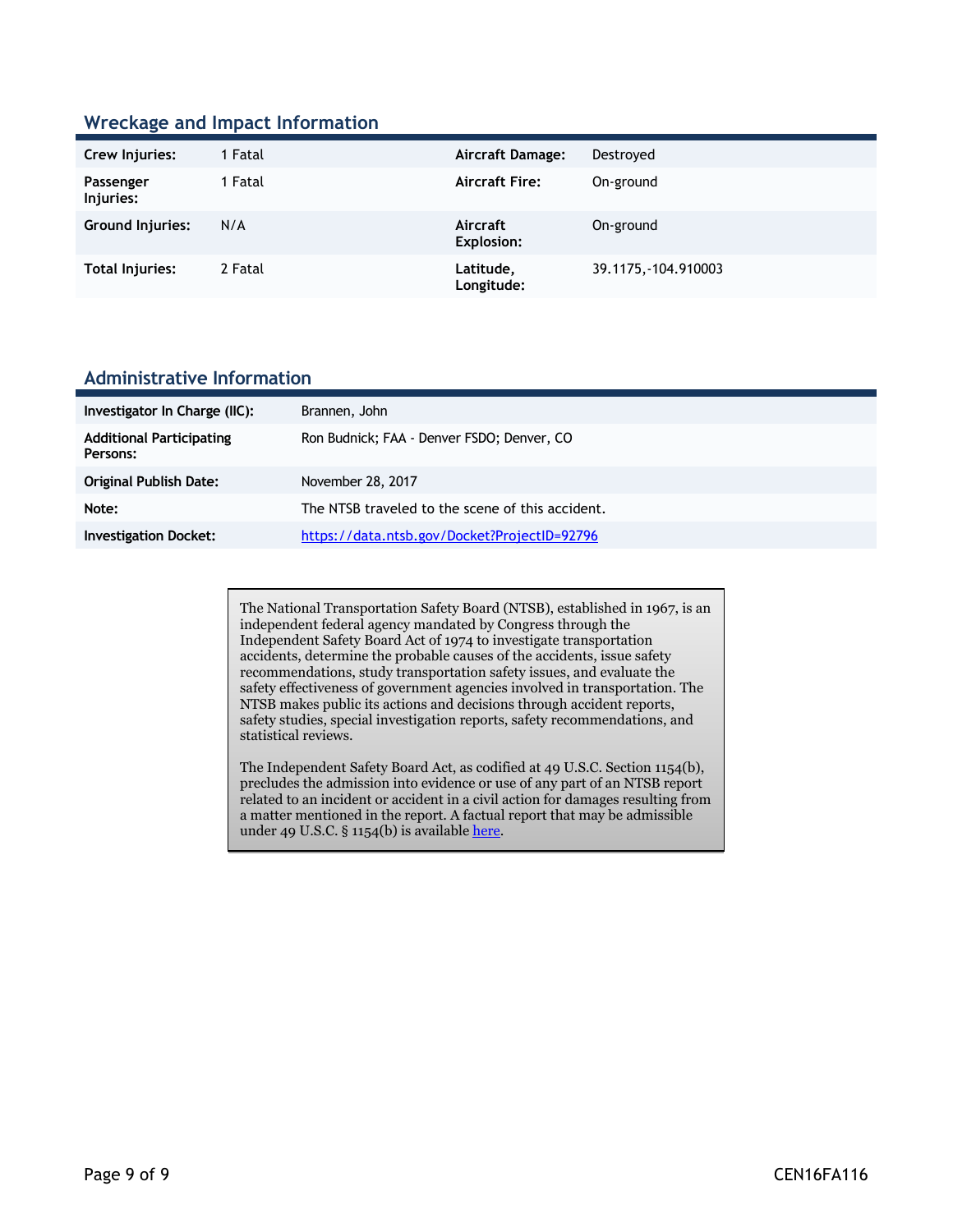## Wreckage and Impact Information

| | | | |
|---|---|---|---|
| **Crew Injuries:** | 1 Fatal | **Aircraft Damage:** | Destroyed |
| **Passenger Injuries:** | 1 Fatal | **Aircraft Fire:** | On-ground |
| **Ground Injuries:** | N/A | **Aircraft Explosion:** | On-ground |
| **Total Injuries:** | 2 Fatal | **Latitude, Longitude:** | 39.1175,-104.910003 |

## Administrative Information

| | |
|---|---|
| **Investigator In Charge (IIC):** | Brannen, John |
| **Additional Participating Persons:** | Ron Budnick; FAA - Denver FSDO; Denver, CO |
| **Original Publish Date:** | November 28, 2017 |
| **Note:** | The NTSB traveled to the scene of this accident. |
| **Investigation Docket:** | https://data.ntsb.gov/Docket?ProjectID=92796 |

The National Transportation Safety Board (NTSB), established in 1967, is an independent federal agency mandated by Congress through the Independent Safety Board Act of 1974 to investigate transportation accidents, determine the probable causes of the accidents, issue safety recommendations, study transportation safety issues, and evaluate the safety effectiveness of government agencies involved in transportation. The NTSB makes public its actions and decisions through accident reports, safety studies, special investigation reports, safety recommendations, and statistical reviews.

The Independent Safety Board Act, as codified at 49 U.S.C. Section 1154(b), precludes the admission into evidence or use of any part of an NTSB report related to an incident or accident in a civil action for damages resulting from a matter mentioned in the report. A factual report that may be admissible under 49 U.S.C. § 1154(b) is available here.